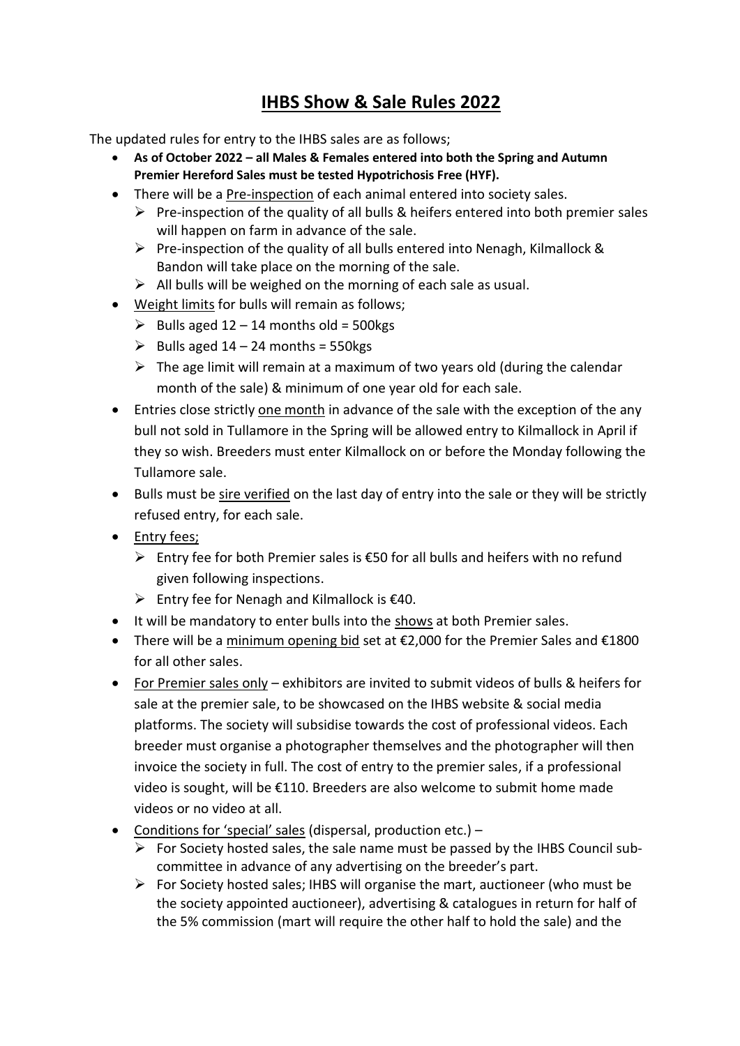# IHBS Show & Sale Rules 2022

The updated rules for entry to the IHBS sales are as follows;

- **As of October 2022 – all Males & Females entered into both the Spring and Autumn Premier Hereford Sales must be tested Hypotrichosis Free (HYF).**
- There will be a Pre-inspection of each animal entered into society sales.
  - Pre-inspection of the quality of all bulls & heifers entered into both premier sales will happen on farm in advance of the sale.
  - Pre-inspection of the quality of all bulls entered into Nenagh, Kilmallock & Bandon will take place on the morning of the sale.
  - All bulls will be weighed on the morning of each sale as usual.
- Weight limits for bulls will remain as follows;
  - Bulls aged 12 – 14 months old = 500kgs
  - Bulls aged 14 – 24 months = 550kgs
  - The age limit will remain at a maximum of two years old (during the calendar month of the sale) & minimum of one year old for each sale.
- Entries close strictly one month in advance of the sale with the exception of the any bull not sold in Tullamore in the Spring will be allowed entry to Kilmallock in April if they so wish. Breeders must enter Kilmallock on or before the Monday following the Tullamore sale.
- Bulls must be sire verified on the last day of entry into the sale or they will be strictly refused entry, for each sale.
- Entry fees;
  - Entry fee for both Premier sales is €50 for all bulls and heifers with no refund given following inspections.
  - Entry fee for Nenagh and Kilmallock is €40.
- It will be mandatory to enter bulls into the shows at both Premier sales.
- There will be a minimum opening bid set at €2,000 for the Premier Sales and €1800 for all other sales.
- For Premier sales only – exhibitors are invited to submit videos of bulls & heifers for sale at the premier sale, to be showcased on the IHBS website & social media platforms. The society will subsidise towards the cost of professional videos. Each breeder must organise a photographer themselves and the photographer will then invoice the society in full. The cost of entry to the premier sales, if a professional video is sought, will be €110. Breeders are also welcome to submit home made videos or no video at all.
- Conditions for 'special' sales (dispersal, production etc.) –
  - For Society hosted sales, the sale name must be passed by the IHBS Council sub-committee in advance of any advertising on the breeder's part.
  - For Society hosted sales; IHBS will organise the mart, auctioneer (who must be the society appointed auctioneer), advertising & catalogues in return for half of the 5% commission (mart will require the other half to hold the sale) and the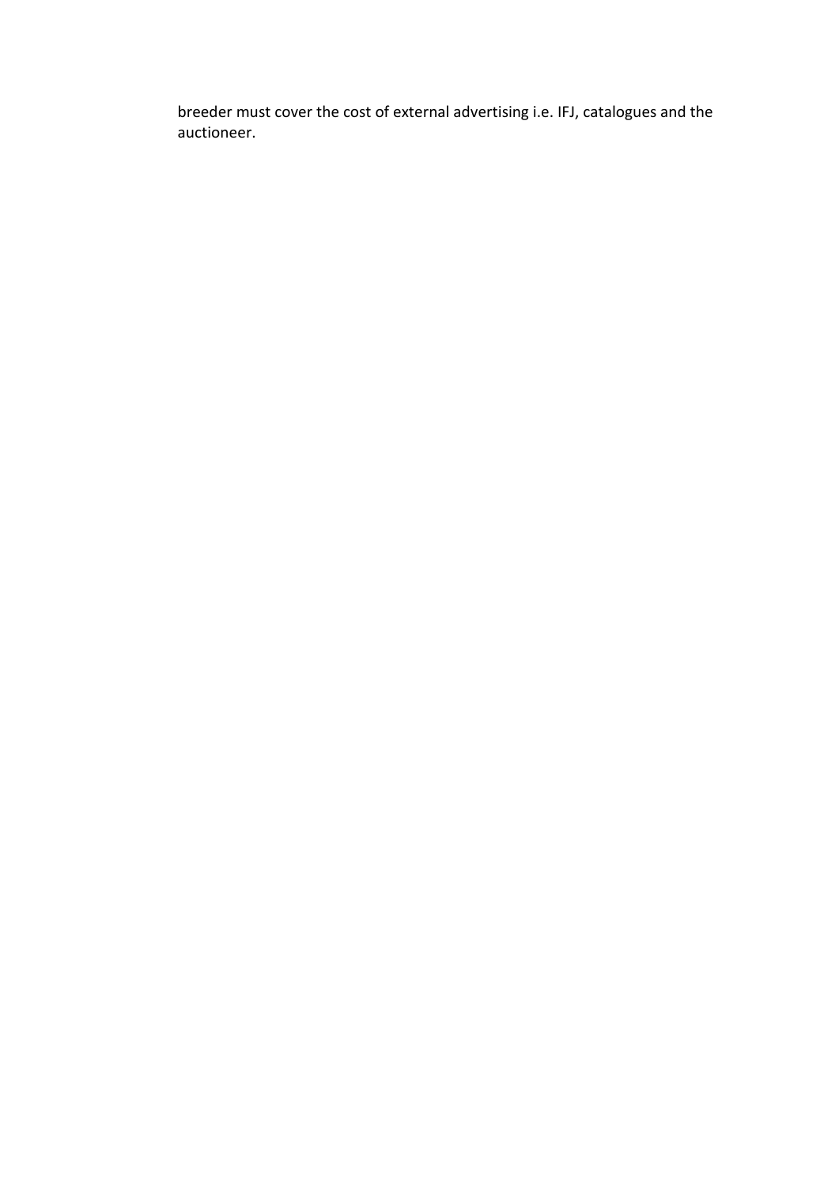breeder must cover the cost of external advertising i.e. IFJ, catalogues and the auctioneer.